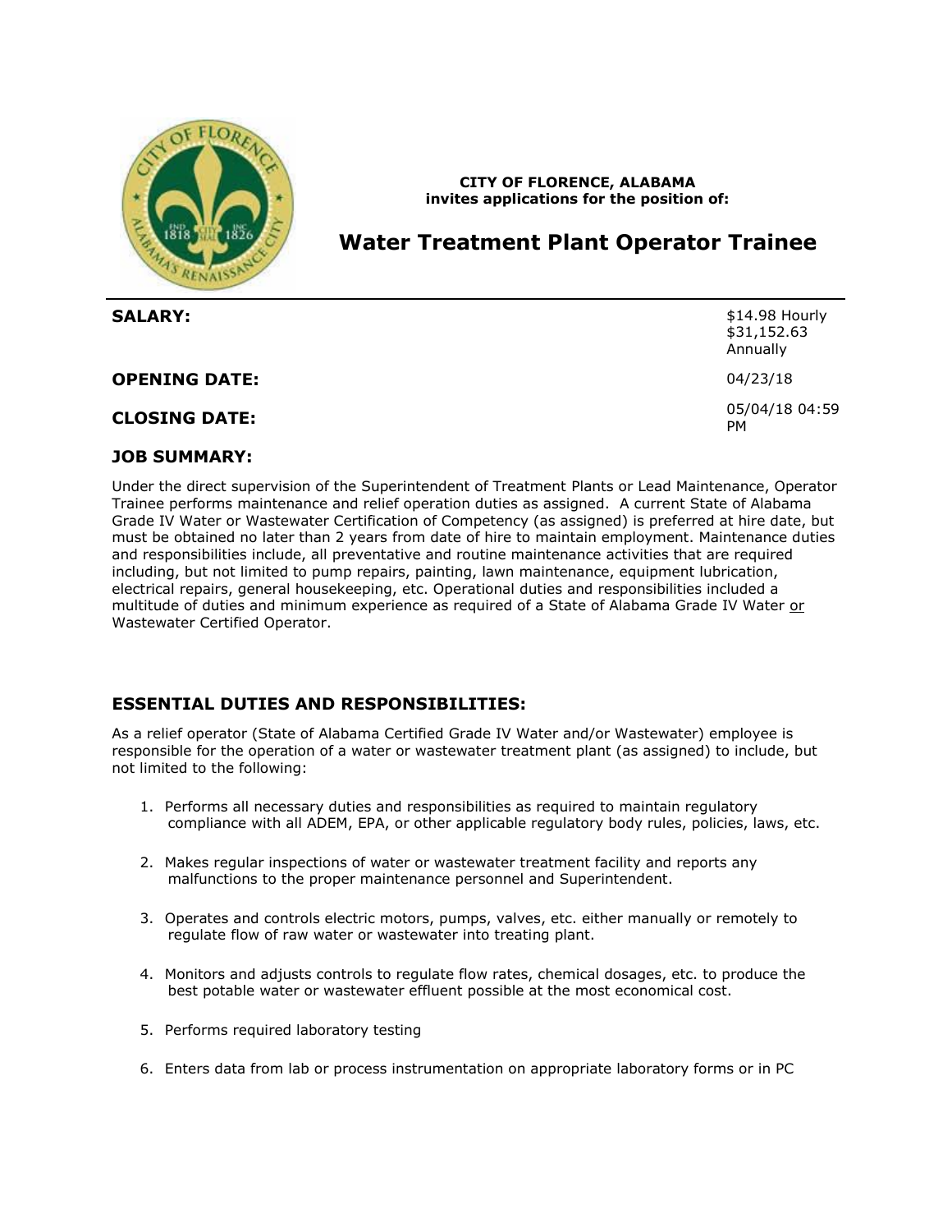**CITY OF FLORENCE, ALABAMA**
**invites applications for the position of:**

# Water Treatment Plant Operator Trainee

| | |
|---|---|
| **SALARY:** | $14.98 Hourly<br>$31,152.63 Annually |
| **OPENING DATE:** | 04/23/18 |
| **CLOSING DATE:** | 05/04/18 04:59 PM |

## JOB SUMMARY:

Under the direct supervision of the Superintendent of Treatment Plants or Lead Maintenance, Operator Trainee performs maintenance and relief operation duties as assigned. A current State of Alabama Grade IV Water or Wastewater Certification of Competency (as assigned) is preferred at hire date, but must be obtained no later than 2 years from date of hire to maintain employment. Maintenance duties and responsibilities include, all preventative and routine maintenance activities that are required including, but not limited to pump repairs, painting, lawn maintenance, equipment lubrication, electrical repairs, general housekeeping, etc. Operational duties and responsibilities included a multitude of duties and minimum experience as required of a State of Alabama Grade IV Water <u>or</u> Wastewater Certified Operator.

## ESSENTIAL DUTIES AND RESPONSIBILITIES:

As a relief operator (State of Alabama Certified Grade IV Water and/or Wastewater) employee is responsible for the operation of a water or wastewater treatment plant (as assigned) to include, but not limited to the following:

1. Performs all necessary duties and responsibilities as required to maintain regulatory compliance with all ADEM, EPA, or other applicable regulatory body rules, policies, laws, etc.
2. Makes regular inspections of water or wastewater treatment facility and reports any malfunctions to the proper maintenance personnel and Superintendent.
3. Operates and controls electric motors, pumps, valves, etc. either manually or remotely to regulate flow of raw water or wastewater into treating plant.
4. Monitors and adjusts controls to regulate flow rates, chemical dosages, etc. to produce the best potable water or wastewater effluent possible at the most economical cost.
5. Performs required laboratory testing
6. Enters data from lab or process instrumentation on appropriate laboratory forms or in PC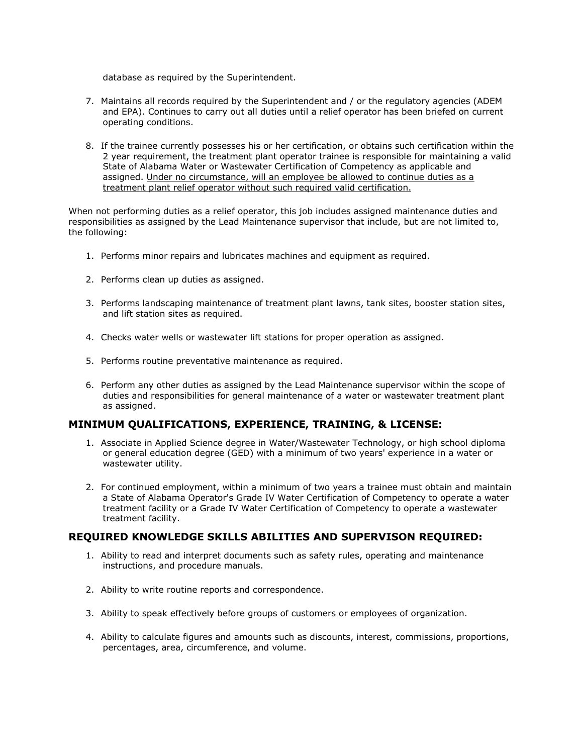database as required by the Superintendent.

7. Maintains all records required by the Superintendent and / or the regulatory agencies (ADEM and EPA). Continues to carry out all duties until a relief operator has been briefed on current operating conditions.

8. If the trainee currently possesses his or her certification, or obtains such certification within the 2 year requirement, the treatment plant operator trainee is responsible for maintaining a valid State of Alabama Water or Wastewater Certification of Competency as applicable and assigned. <u>Under no circumstance, will an employee be allowed to continue duties as a treatment plant relief operator without such required valid certification.</u>

When not performing duties as a relief operator, this job includes assigned maintenance duties and responsibilities as assigned by the Lead Maintenance supervisor that include, but are not limited to, the following:

1. Performs minor repairs and lubricates machines and equipment as required.

2. Performs clean up duties as assigned.

3. Performs landscaping maintenance of treatment plant lawns, tank sites, booster station sites, and lift station sites as required.

4. Checks water wells or wastewater lift stations for proper operation as assigned.

5. Performs routine preventative maintenance as required.

6. Perform any other duties as assigned by the Lead Maintenance supervisor within the scope of duties and responsibilities for general maintenance of a water or wastewater treatment plant as assigned.

## MINIMUM QUALIFICATIONS, EXPERIENCE, TRAINING, & LICENSE:

1. Associate in Applied Science degree in Water/Wastewater Technology, or high school diploma or general education degree (GED) with a minimum of two years' experience in a water or wastewater utility.

2. For continued employment, within a minimum of two years a trainee must obtain and maintain a State of Alabama Operator's Grade IV Water Certification of Competency to operate a water treatment facility or a Grade IV Water Certification of Competency to operate a wastewater treatment facility.

## REQUIRED KNOWLEDGE SKILLS ABILITIES AND SUPERVISON REQUIRED:

1. Ability to read and interpret documents such as safety rules, operating and maintenance instructions, and procedure manuals.

2. Ability to write routine reports and correspondence.

3. Ability to speak effectively before groups of customers or employees of organization.

4. Ability to calculate figures and amounts such as discounts, interest, commissions, proportions, percentages, area, circumference, and volume.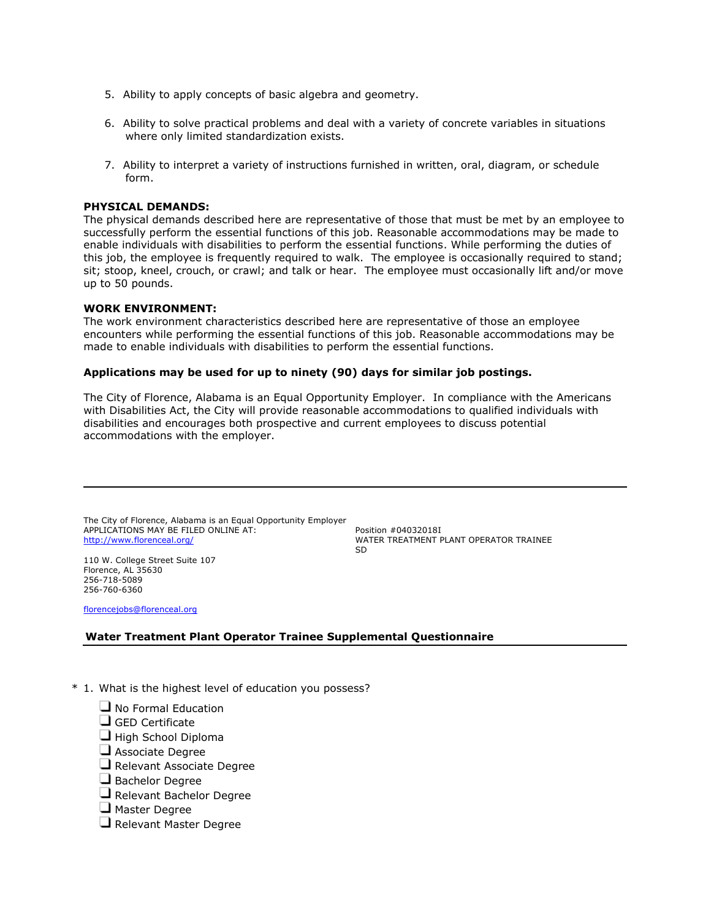5. Ability to apply concepts of basic algebra and geometry.

6. Ability to solve practical problems and deal with a variety of concrete variables in situations where only limited standardization exists.

7. Ability to interpret a variety of instructions furnished in written, oral, diagram, or schedule form.

**PHYSICAL DEMANDS:**
The physical demands described here are representative of those that must be met by an employee to successfully perform the essential functions of this job. Reasonable accommodations may be made to enable individuals with disabilities to perform the essential functions. While performing the duties of this job, the employee is frequently required to walk. The employee is occasionally required to stand; sit; stoop, kneel, crouch, or crawl; and talk or hear. The employee must occasionally lift and/or move up to 50 pounds.

**WORK ENVIRONMENT:**
The work environment characteristics described here are representative of those an employee encounters while performing the essential functions of this job. Reasonable accommodations may be made to enable individuals with disabilities to perform the essential functions.

**Applications may be used for up to ninety (90) days for similar job postings.**

The City of Florence, Alabama is an Equal Opportunity Employer. In compliance with the Americans with Disabilities Act, the City will provide reasonable accommodations to qualified individuals with disabilities and encourages both prospective and current employees to discuss potential accommodations with the employer.

---

The City of Florence, Alabama is an Equal Opportunity Employer
APPLICATIONS MAY BE FILED ONLINE AT:
http://www.florenceal.org/

110 W. College Street Suite 107
Florence, AL 35630
256-718-5089
256-760-6360

florencejobs@florenceal.org

Position #04032018I
WATER TREATMENT PLANT OPERATOR TRAINEE
SD

## Water Treatment Plant Operator Trainee Supplemental Questionnaire

\* 1. What is the highest level of education you possess?

- ☐ No Formal Education
- ☐ GED Certificate
- ☐ High School Diploma
- ☐ Associate Degree
- ☐ Relevant Associate Degree
- ☐ Bachelor Degree
- ☐ Relevant Bachelor Degree
- ☐ Master Degree
- ☐ Relevant Master Degree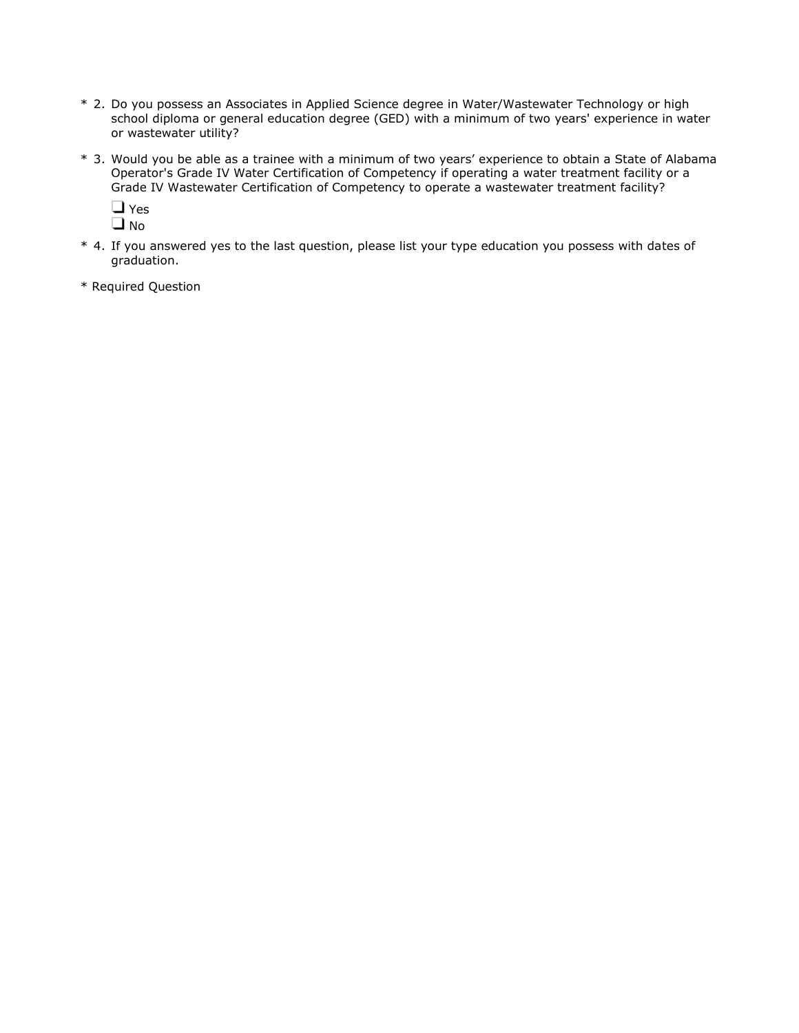\* 2. Do you possess an Associates in Applied Science degree in Water/Wastewater Technology or high school diploma or general education degree (GED) with a minimum of two years' experience in water or wastewater utility?

\* 3. Would you be able as a trainee with a minimum of two years' experience to obtain a State of Alabama Operator's Grade IV Water Certification of Competency if operating a water treatment facility or a Grade IV Wastewater Certification of Competency to operate a wastewater treatment facility?

- ❑ Yes
- ❑ No

\* 4. If you answered yes to the last question, please list your type education you possess with dates of graduation.

\* Required Question